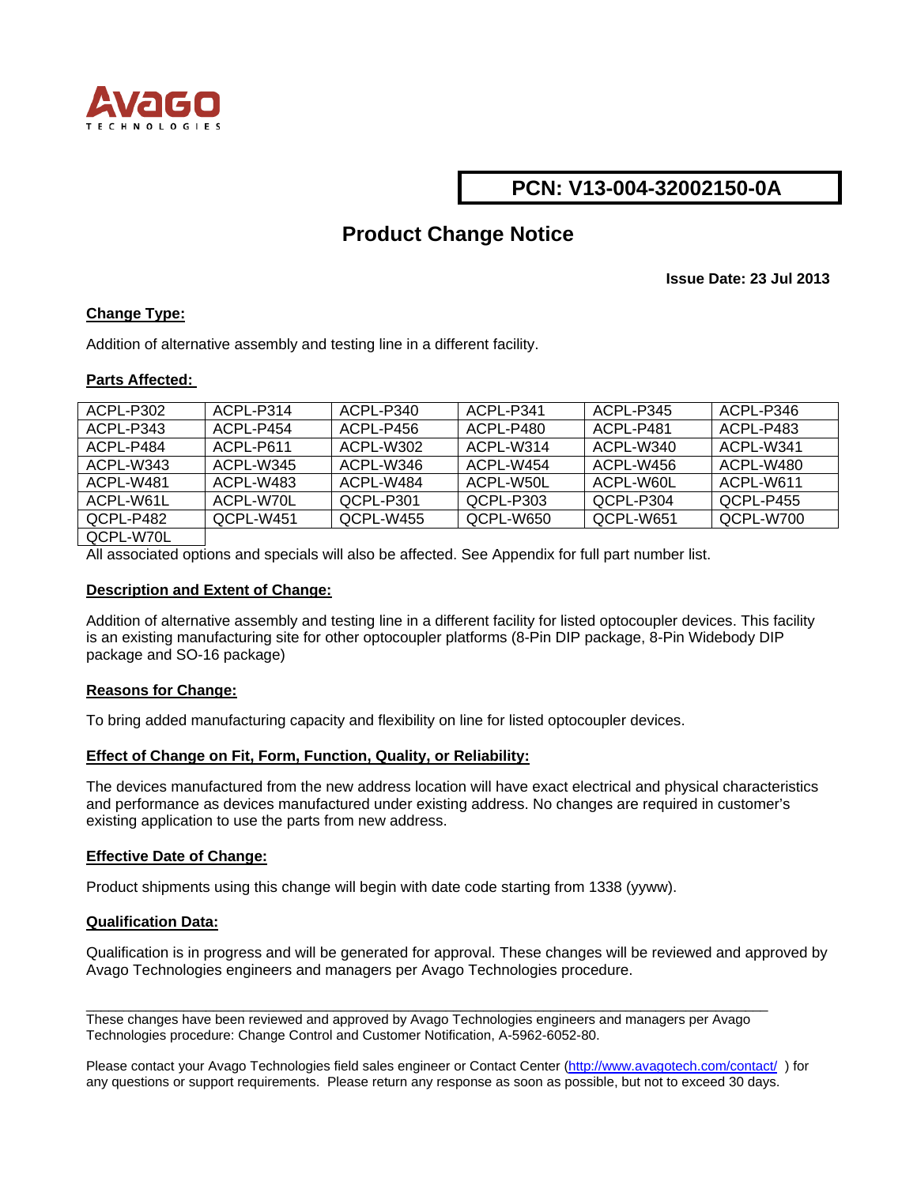AVAGO TECHNOLOGIES

**PCN: V13-004-32002150-0A**

# Product Change Notice

**Issue Date: 23 Jul 2013**

**Change Type:**

Addition of alternative assembly and testing line in a different facility.

**Parts Affected:**

| | | | | | |
|---|---|---|---|---|---|
| ACPL-P302 | ACPL-P314 | ACPL-P340 | ACPL-P341 | ACPL-P345 | ACPL-P346 |
| ACPL-P343 | ACPL-P454 | ACPL-P456 | ACPL-P480 | ACPL-P481 | ACPL-P483 |
| ACPL-P484 | ACPL-P611 | ACPL-W302 | ACPL-W314 | ACPL-W340 | ACPL-W341 |
| ACPL-W343 | ACPL-W345 | ACPL-W346 | ACPL-W454 | ACPL-W456 | ACPL-W480 |
| ACPL-W481 | ACPL-W483 | ACPL-W484 | ACPL-W50L | ACPL-W60L | ACPL-W611 |
| ACPL-W61L | ACPL-W70L | QCPL-P301 | QCPL-P303 | QCPL-P304 | QCPL-P455 |
| QCPL-P482 | QCPL-W451 | QCPL-W455 | QCPL-W650 | QCPL-W651 | QCPL-W700 |
| QCPL-W70L | | | | | |

All associated options and specials will also be affected. See Appendix for full part number list.

**Description and Extent of Change:**

Addition of alternative assembly and testing line in a different facility for listed optocoupler devices. This facility is an existing manufacturing site for other optocoupler platforms (8-Pin DIP package, 8-Pin Widebody DIP package and SO-16 package)

**Reasons for Change:**

To bring added manufacturing capacity and flexibility on line for listed optocoupler devices.

**Effect of Change on Fit, Form, Function, Quality, or Reliability:**

The devices manufactured from the new address location will have exact electrical and physical characteristics and performance as devices manufactured under existing address. No changes are required in customer's existing application to use the parts from new address.

**Effective Date of Change:**

Product shipments using this change will begin with date code starting from 1338 (yyww).

**Qualification Data:**

Qualification is in progress and will be generated for approval. These changes will be reviewed and approved by Avago Technologies engineers and managers per Avago Technologies procedure.

---

These changes have been reviewed and approved by Avago Technologies engineers and managers per Avago Technologies procedure: Change Control and Customer Notification, A-5962-6052-80.

Please contact your Avago Technologies field sales engineer or Contact Center (http://www.avagotech.com/contact/ ) for any questions or support requirements. Please return any response as soon as possible, but not to exceed 30 days.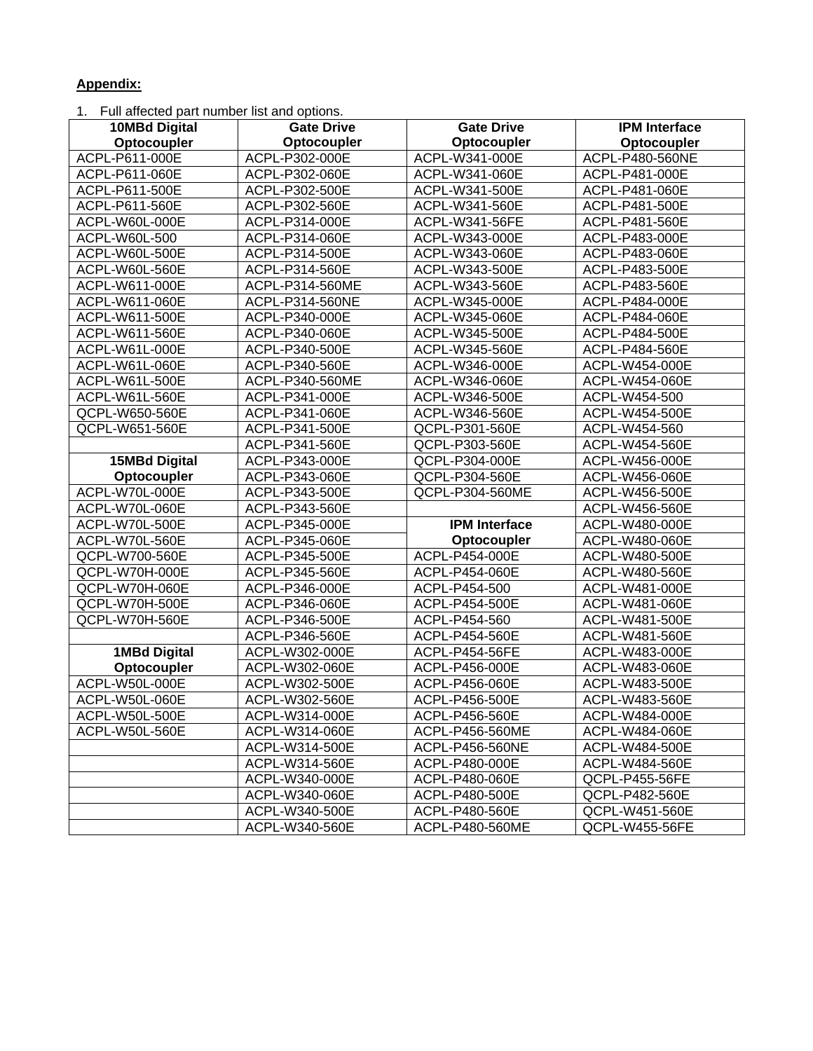**Appendix:**

1. Full affected part number list and options.

| 10MBd Digital Optocoupler | Gate Drive Optocoupler | Gate Drive Optocoupler | IPM Interface Optocoupler |
|---|---|---|---|
| ACPL-P611-000E | ACPL-P302-000E | ACPL-W341-000E | ACPL-P480-560NE |
| ACPL-P611-060E | ACPL-P302-060E | ACPL-W341-060E | ACPL-P481-000E |
| ACPL-P611-500E | ACPL-P302-500E | ACPL-W341-500E | ACPL-P481-060E |
| ACPL-P611-560E | ACPL-P302-560E | ACPL-W341-560E | ACPL-P481-500E |
| ACPL-W60L-000E | ACPL-P314-000E | ACPL-W341-56FE | ACPL-P481-560E |
| ACPL-W60L-500 | ACPL-P314-060E | ACPL-W343-000E | ACPL-P483-000E |
| ACPL-W60L-500E | ACPL-P314-500E | ACPL-W343-060E | ACPL-P483-060E |
| ACPL-W60L-560E | ACPL-P314-560E | ACPL-W343-500E | ACPL-P483-500E |
| ACPL-W611-000E | ACPL-P314-560ME | ACPL-W343-560E | ACPL-P483-560E |
| ACPL-W611-060E | ACPL-P314-560NE | ACPL-W345-000E | ACPL-P484-000E |
| ACPL-W611-500E | ACPL-P340-000E | ACPL-W345-060E | ACPL-P484-060E |
| ACPL-W611-560E | ACPL-P340-060E | ACPL-W345-500E | ACPL-P484-500E |
| ACPL-W61L-000E | ACPL-P340-500E | ACPL-W345-560E | ACPL-P484-560E |
| ACPL-W61L-060E | ACPL-P340-560E | ACPL-W346-000E | ACPL-W454-000E |
| ACPL-W61L-500E | ACPL-P340-560ME | ACPL-W346-060E | ACPL-W454-060E |
| ACPL-W61L-560E | ACPL-P341-000E | ACPL-W346-500E | ACPL-W454-500 |
| QCPL-W650-560E | ACPL-P341-060E | ACPL-W346-560E | ACPL-W454-500E |
| QCPL-W651-560E | ACPL-P341-500E | QCPL-P301-560E | ACPL-W454-560 |
| | ACPL-P341-560E | QCPL-P303-560E | ACPL-W454-560E |
| **15MBd Digital Optocoupler** | ACPL-P343-000E | QCPL-P304-000E | ACPL-W456-000E |
| | ACPL-P343-060E | QCPL-P304-560E | ACPL-W456-060E |
| ACPL-W70L-000E | ACPL-P343-500E | QCPL-P304-560ME | ACPL-W456-500E |
| ACPL-W70L-060E | ACPL-P343-560E | | ACPL-W456-560E |
| ACPL-W70L-500E | ACPL-P345-000E | **IPM Interface Optocoupler** | ACPL-W480-000E |
| ACPL-W70L-560E | ACPL-P345-060E | | ACPL-W480-060E |
| QCPL-W700-560E | ACPL-P345-500E | ACPL-P454-000E | ACPL-W480-500E |
| QCPL-W70H-000E | ACPL-P345-560E | ACPL-P454-060E | ACPL-W480-560E |
| QCPL-W70H-060E | ACPL-P346-000E | ACPL-P454-500 | ACPL-W481-000E |
| QCPL-W70H-500E | ACPL-P346-060E | ACPL-P454-500E | ACPL-W481-060E |
| QCPL-W70H-560E | ACPL-P346-500E | ACPL-P454-560 | ACPL-W481-500E |
| | ACPL-P346-560E | ACPL-P454-560E | ACPL-W481-560E |
| **1MBd Digital Optocoupler** | ACPL-W302-000E | ACPL-P454-56FE | ACPL-W483-000E |
| | ACPL-W302-060E | ACPL-P456-000E | ACPL-W483-060E |
| ACPL-W50L-000E | ACPL-W302-500E | ACPL-P456-060E | ACPL-W483-500E |
| ACPL-W50L-060E | ACPL-W302-560E | ACPL-P456-500E | ACPL-W483-560E |
| ACPL-W50L-500E | ACPL-W314-000E | ACPL-P456-560E | ACPL-W484-000E |
| ACPL-W50L-560E | ACPL-W314-060E | ACPL-P456-560ME | ACPL-W484-060E |
| | ACPL-W314-500E | ACPL-P456-560NE | ACPL-W484-500E |
| | ACPL-W314-560E | ACPL-P480-000E | ACPL-W484-560E |
| | ACPL-W340-000E | ACPL-P480-060E | QCPL-P455-56FE |
| | ACPL-W340-060E | ACPL-P480-500E | QCPL-P482-560E |
| | ACPL-W340-500E | ACPL-P480-560E | QCPL-W451-560E |
| | ACPL-W340-560E | ACPL-P480-560ME | QCPL-W455-56FE |